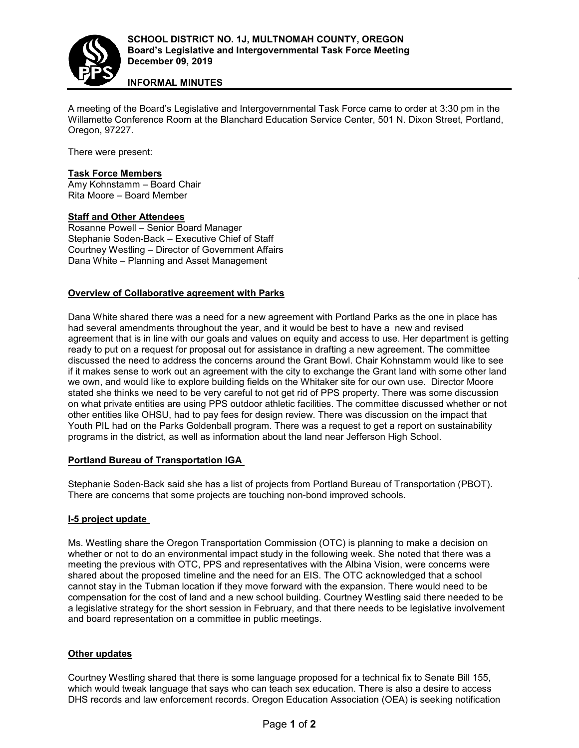**SCHOOL DISTRICT NO. 1J, MULTNOMAH COUNTY, OREGON**
**Board's Legislative and Intergovernmental Task Force Meeting**
**December 09, 2019**

**INFORMAL MINUTES**

A meeting of the Board's Legislative and Intergovernmental Task Force came to order at 3:30 pm in the Willamette Conference Room at the Blanchard Education Service Center, 501 N. Dixon Street, Portland, Oregon, 97227.

There were present:

**Task Force Members**
Amy Kohnstamm – Board Chair
Rita Moore – Board Member

**Staff and Other Attendees**
Rosanne Powell – Senior Board Manager
Stephanie Soden-Back – Executive Chief of Staff
Courtney Westling – Director of Government Affairs
Dana White – Planning and Asset Management

**Overview of Collaborative agreement with Parks**

Dana White shared there was a need for a new agreement with Portland Parks as the one in place has had several amendments throughout the year, and it would be best to have a new and revised agreement that is in line with our goals and values on equity and access to use. Her department is getting ready to put on a request for proposal out for assistance in drafting a new agreement. The committee discussed the need to address the concerns around the Grant Bowl. Chair Kohnstamm would like to see if it makes sense to work out an agreement with the city to exchange the Grant land with some other land we own, and would like to explore building fields on the Whitaker site for our own use. Director Moore stated she thinks we need to be very careful to not get rid of PPS property. There was some discussion on what private entities are using PPS outdoor athletic facilities. The committee discussed whether or not other entities like OHSU, had to pay fees for design review. There was discussion on the impact that Youth PIL had on the Parks Goldenball program. There was a request to get a report on sustainability programs in the district, as well as information about the land near Jefferson High School.

**Portland Bureau of Transportation IGA**

Stephanie Soden-Back said she has a list of projects from Portland Bureau of Transportation (PBOT). There are concerns that some projects are touching non-bond improved schools.

**I-5 project update**

Ms. Westling share the Oregon Transportation Commission (OTC) is planning to make a decision on whether or not to do an environmental impact study in the following week. She noted that there was a meeting the previous with OTC, PPS and representatives with the Albina Vision, were concerns were shared about the proposed timeline and the need for an EIS. The OTC acknowledged that a school cannot stay in the Tubman location if they move forward with the expansion. There would need to be compensation for the cost of land and a new school building. Courtney Westling said there needed to be a legislative strategy for the short session in February, and that there needs to be legislative involvement and board representation on a committee in public meetings.

**Other updates**

Courtney Westling shared that there is some language proposed for a technical fix to Senate Bill 155, which would tweak language that says who can teach sex education. There is also a desire to access DHS records and law enforcement records. Oregon Education Association (OEA) is seeking notification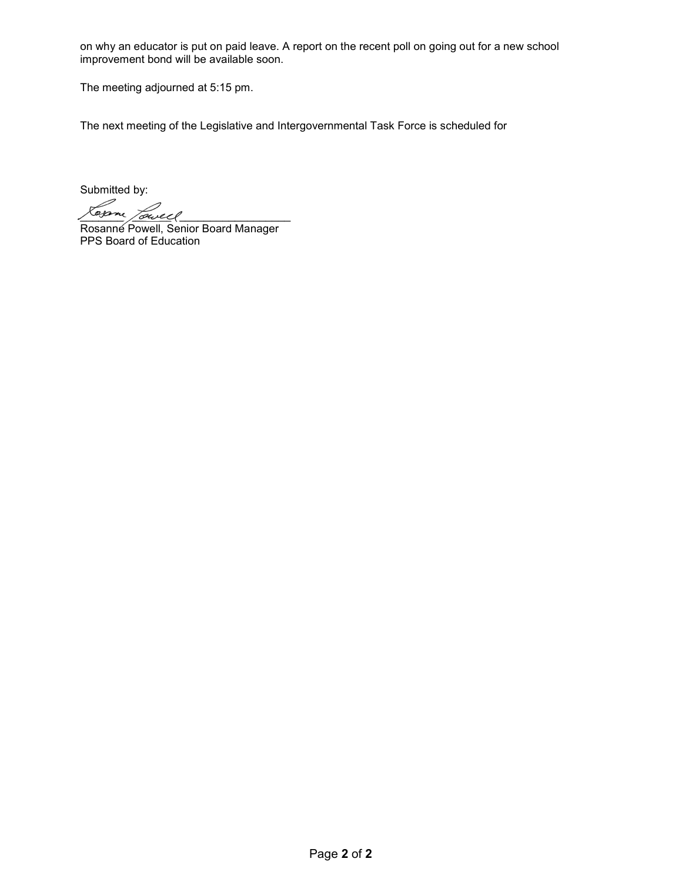on why an educator is put on paid leave. A report on the recent poll on going out for a new school improvement bond will be available soon.

The meeting adjourned at 5:15 pm.

The next meeting of the Legislative and Intergovernmental Task Force is scheduled for

Submitted by:

Rosanne Powell, Senior Board Manager
PPS Board of Education